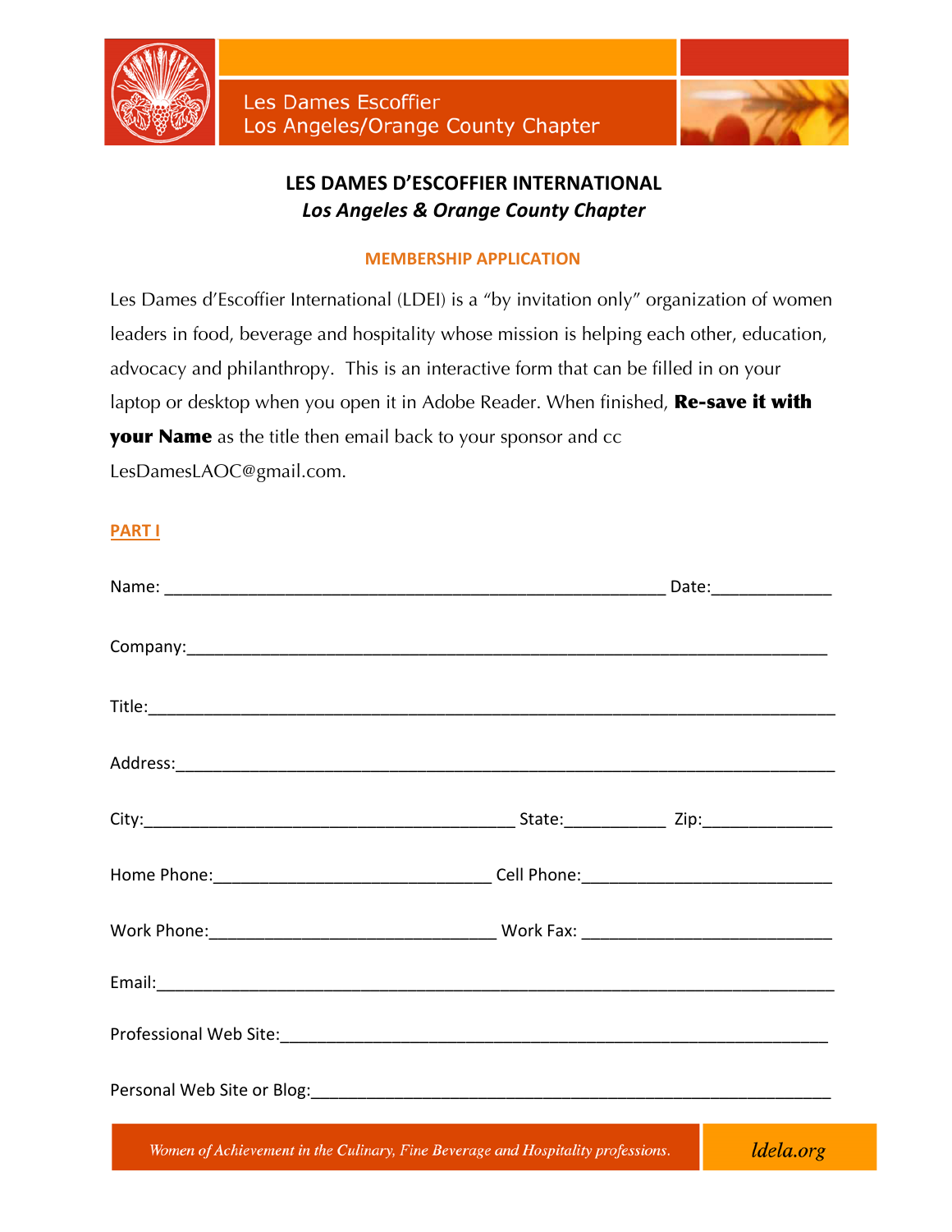Les Dames Escoffier
Los Angeles/Orange County Chapter

# LES DAMES D'ESCOFFIER INTERNATIONAL

## *Los Angeles & Orange County Chapter*

### MEMBERSHIP APPLICATION

Les Dames d'Escoffier International (LDEI) is a "by invitation only" organization of women leaders in food, beverage and hospitality whose mission is helping each other, education, advocacy and philanthropy. This is an interactive form that can be filled in on your laptop or desktop when you open it in Adobe Reader. When finished, **Re-save it with your Name** as the title then email back to your sponsor and cc LesDamesLAOC@gmail.com.

**PART I**

Name: _______________________________________________ Date:____________

Company:_______________________________________________________________

Title:_________________________________________________________________

Address:_______________________________________________________________

City:__________________________________ State:__________ Zip:____________

Home Phone:___________________________ Cell Phone:________________________

Work Phone:___________________________ Work Fax: _________________________

Email:_________________________________________________________________

Professional Web Site:__________________________________________________

Personal Web Site or Blog:______________________________________________

*Women of Achievement in the Culinary, Fine Beverage and Hospitality professions.* ldela.org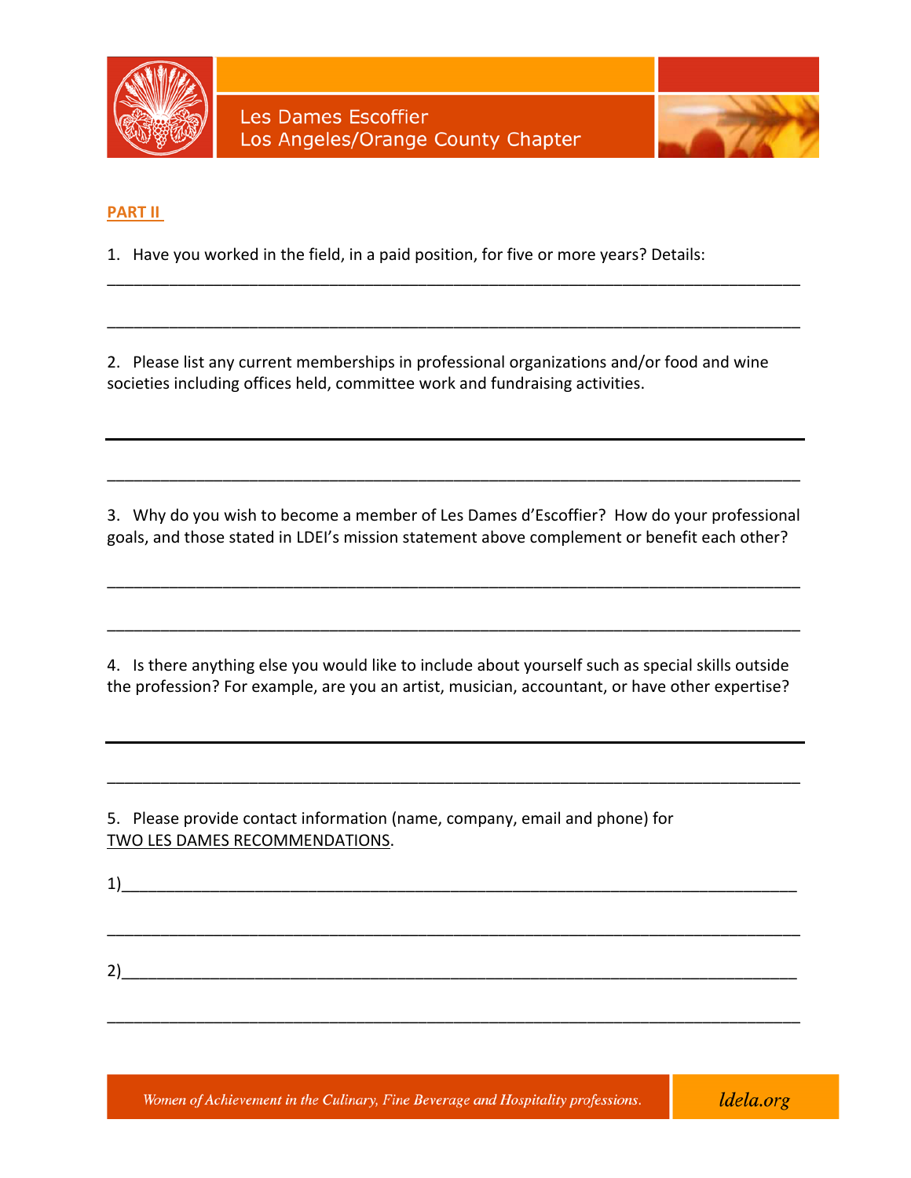Les Dames Escoffier
Los Angeles/Orange County Chapter

**PART II**

1. Have you worked in the field, in a paid position, for five or more years? Details:

_____________________________________________________________________________

_____________________________________________________________________________

2. Please list any current memberships in professional organizations and/or food and wine societies including offices held, committee work and fundraising activities.

_____________________________________________________________________________

_____________________________________________________________________________

3. Why do you wish to become a member of Les Dames d'Escoffier? How do your professional goals, and those stated in LDEI's mission statement above complement or benefit each other?

_____________________________________________________________________________

_____________________________________________________________________________

4. Is there anything else you would like to include about yourself such as special skills outside the profession? For example, are you an artist, musician, accountant, or have other expertise?

_____________________________________________________________________________

_____________________________________________________________________________

5. Please provide contact information (name, company, email and phone) for TWO LES DAMES RECOMMENDATIONS.

1)____________________________________________________________________________

_____________________________________________________________________________

2)____________________________________________________________________________

_____________________________________________________________________________

*Women of Achievement in the Culinary, Fine Beverage and Hospitality professions.* ldela.org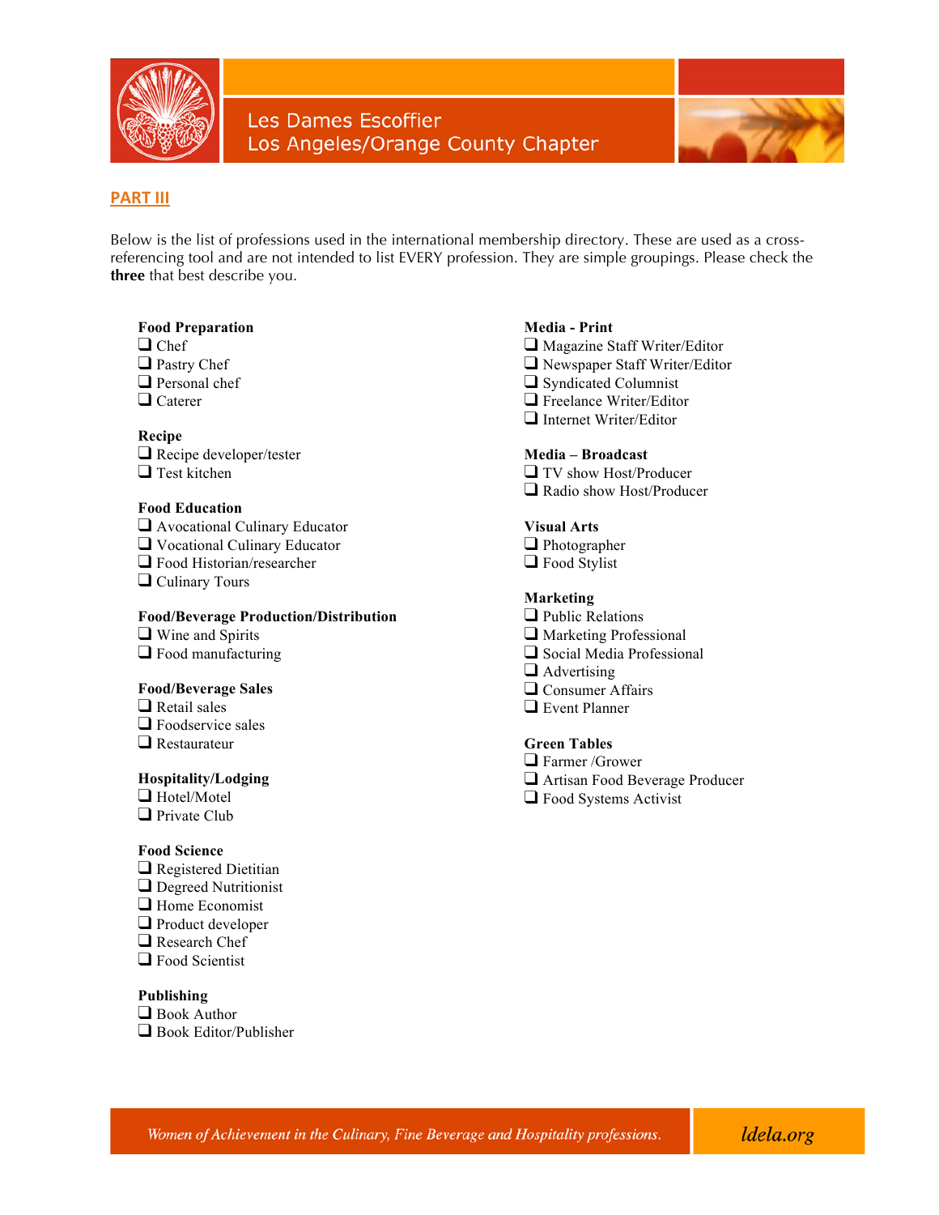## PART III

Below is the list of professions used in the international membership directory. These are used as a cross-referencing tool and are not intended to list EVERY profession. They are simple groupings. Please check the **three** that best describe you.

**Food Preparation**
- ❑ Chef
- ❑ Pastry Chef
- ❑ Personal chef
- ❑ Caterer

**Recipe**
- ❑ Recipe developer/tester
- ❑ Test kitchen

**Food Education**
- ❑ Avocational Culinary Educator
- ❑ Vocational Culinary Educator
- ❑ Food Historian/researcher
- ❑ Culinary Tours

**Food/Beverage Production/Distribution**
- ❑ Wine and Spirits
- ❑ Food manufacturing

**Food/Beverage Sales**
- ❑ Retail sales
- ❑ Foodservice sales
- ❑ Restaurateur

**Hospitality/Lodging**
- ❑ Hotel/Motel
- ❑ Private Club

**Food Science**
- ❑ Registered Dietitian
- ❑ Degreed Nutritionist
- ❑ Home Economist
- ❑ Product developer
- ❑ Research Chef
- ❑ Food Scientist

**Publishing**
- ❑ Book Author
- ❑ Book Editor/Publisher

**Media - Print**
- ❑ Magazine Staff Writer/Editor
- ❑ Newspaper Staff Writer/Editor
- ❑ Syndicated Columnist
- ❑ Freelance Writer/Editor
- ❑ Internet Writer/Editor

**Media – Broadcast**
- ❑ TV show Host/Producer
- ❑ Radio show Host/Producer

**Visual Arts**
- ❑ Photographer
- ❑ Food Stylist

**Marketing**
- ❑ Public Relations
- ❑ Marketing Professional
- ❑ Social Media Professional
- ❑ Advertising
- ❑ Consumer Affairs
- ❑ Event Planner

**Green Tables**
- ❑ Farmer /Grower
- ❑ Artisan Food Beverage Producer
- ❑ Food Systems Activist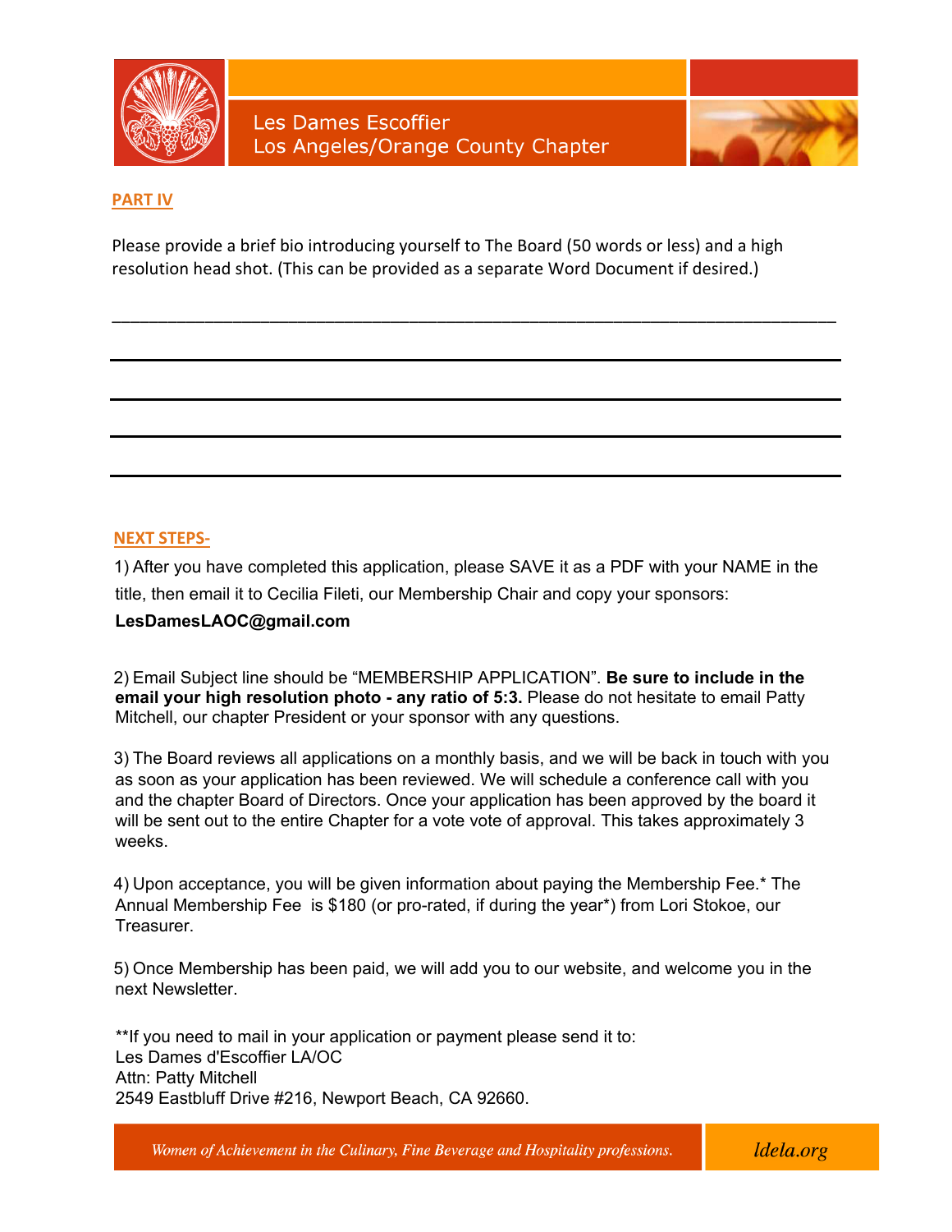**PART IV**

Please provide a brief bio introducing yourself to The Board (50 words or less) and a high resolution head shot. (This can be provided as a separate Word Document if desired.)

______________________________________________________________________________

______________________________________________________________________________

______________________________________________________________________________

______________________________________________________________________________

______________________________________________________________________________

**NEXT STEPS-**

1) After you have completed this application, please SAVE it as a PDF with your NAME in the title, then email it to Cecilia Fileti, our Membership Chair and copy your sponsors: **LesDamesLAOC@gmail.com**

2) Email Subject line should be "MEMBERSHIP APPLICATION". **Be sure to include in the email your high resolution photo - any ratio of 5:3.** Please do not hesitate to email Patty Mitchell, our chapter President or your sponsor with any questions.

3) The Board reviews all applications on a monthly basis, and we will be back in touch with you as soon as your application has been reviewed. We will schedule a conference call with you and the chapter Board of Directors. Once your application has been approved by the board it will be sent out to the entire Chapter for a vote vote of approval. This takes approximately 3 weeks.

4) Upon acceptance, you will be given information about paying the Membership Fee.* The Annual Membership Fee is $180 (or pro-rated, if during the year*) from Lori Stokoe, our Treasurer.

5) Once Membership has been paid, we will add you to our website, and welcome you in the next Newsletter.

**If you need to mail in your application or payment please send it to:
Les Dames d'Escoffier LA/OC
Attn: Patty Mitchell
2549 Eastbluff Drive #216, Newport Beach, CA 92660.